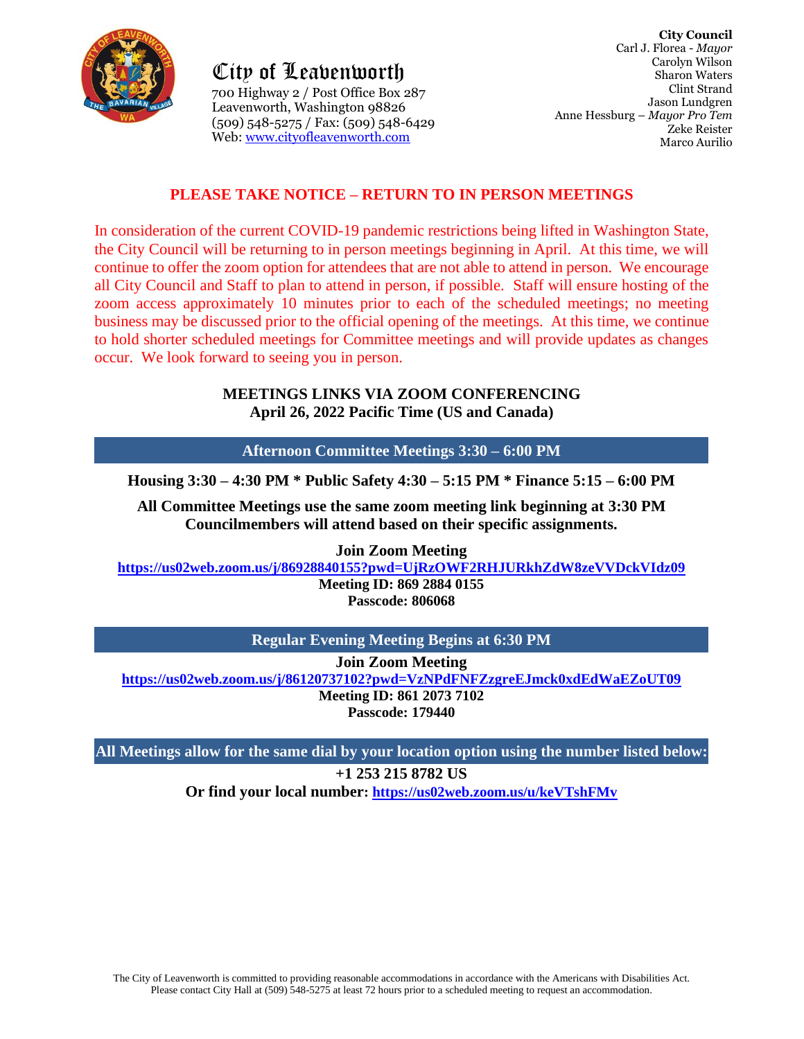# City of Leavenworth

700 Highway 2 / Post Office Box 287
Leavenworth, Washington 98826
(509) 548-5275 / Fax: (509) 548-6429
Web: www.cityofleavenworth.com

**City Council**
Carl J. Florea - *Mayor*
Carolyn Wilson
Sharon Waters
Clint Strand
Jason Lundgren
Anne Hessburg – *Mayor Pro Tem*
Zeke Reister
Marco Aurilio

## PLEASE TAKE NOTICE – RETURN TO IN PERSON MEETINGS

In consideration of the current COVID-19 pandemic restrictions being lifted in Washington State, the City Council will be returning to in person meetings beginning in April. At this time, we will continue to offer the zoom option for attendees that are not able to attend in person. We encourage all City Council and Staff to plan to attend in person, if possible. Staff will ensure hosting of the zoom access approximately 10 minutes prior to each of the scheduled meetings; no meeting business may be discussed prior to the official opening of the meetings. At this time, we continue to hold shorter scheduled meetings for Committee meetings and will provide updates as changes occur. We look forward to seeing you in person.

## MEETINGS LINKS VIA ZOOM CONFERENCING
## April 26, 2022 Pacific Time (US and Canada)

### Afternoon Committee Meetings 3:30 – 6:00 PM

**Housing 3:30 – 4:30 PM * Public Safety 4:30 – 5:15 PM * Finance 5:15 – 6:00 PM**

**All Committee Meetings use the same zoom meeting link beginning at 3:30 PM**
**Councilmembers will attend based on their specific assignments.**

**Join Zoom Meeting**
**https://us02web.zoom.us/j/86928840155?pwd=UjRzOWF2RHJURkhZdW8zeVVDckVIdz09**
**Meeting ID: 869 2884 0155**
**Passcode: 806068**

### Regular Evening Meeting Begins at 6:30 PM

**Join Zoom Meeting**
**https://us02web.zoom.us/j/86120737102?pwd=VzNPdFNFZzgreEJmck0xdEdWaEZoUT09**
**Meeting ID: 861 2073 7102**
**Passcode: 179440**

### All Meetings allow for the same dial by your location option using the number listed below:

**+1 253 215 8782 US**
**Or find your local number: https://us02web.zoom.us/u/keVTshFMv**

The City of Leavenworth is committed to providing reasonable accommodations in accordance with the Americans with Disabilities Act. Please contact City Hall at (509) 548-5275 at least 72 hours prior to a scheduled meeting to request an accommodation.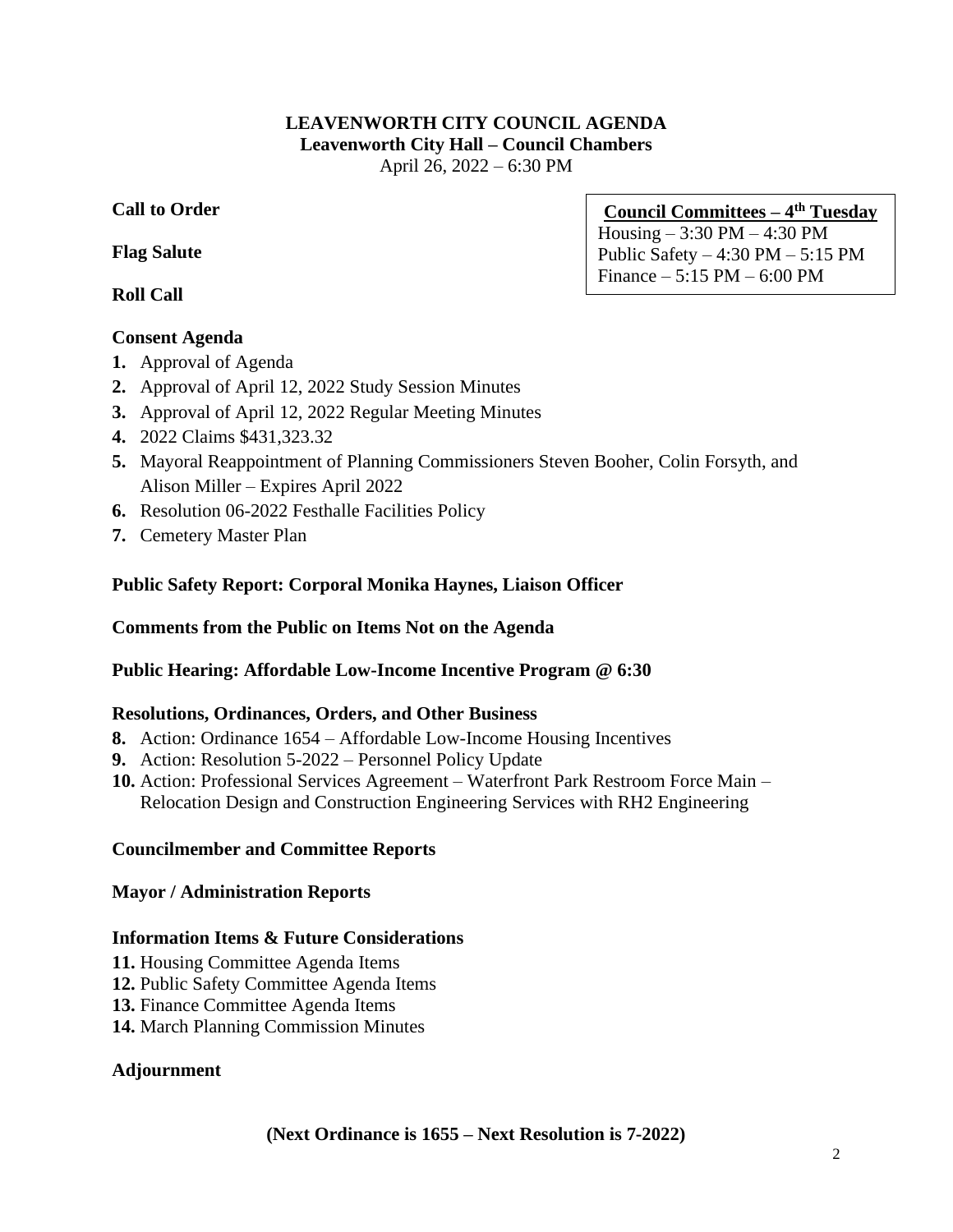# LEAVENWORTH CITY COUNCIL AGENDA

**Leavenworth City Hall – Council Chambers**

April 26, 2022 – 6:30 PM

**Council Committees – 4th Tuesday**
Housing – 3:30 PM – 4:30 PM
Public Safety – 4:30 PM – 5:15 PM
Finance – 5:15 PM – 6:00 PM

**Call to Order**

**Flag Salute**

**Roll Call**

**Consent Agenda**

1. Approval of Agenda
2. Approval of April 12, 2022 Study Session Minutes
3. Approval of April 12, 2022 Regular Meeting Minutes
4. 2022 Claims $431,323.32
5. Mayoral Reappointment of Planning Commissioners Steven Booher, Colin Forsyth, and Alison Miller – Expires April 2022
6. Resolution 06-2022 Festhalle Facilities Policy
7. Cemetery Master Plan

**Public Safety Report: Corporal Monika Haynes, Liaison Officer**

**Comments from the Public on Items Not on the Agenda**

**Public Hearing: Affordable Low-Income Incentive Program @ 6:30**

**Resolutions, Ordinances, Orders, and Other Business**

8. Action: Ordinance 1654 – Affordable Low-Income Housing Incentives
9. Action: Resolution 5-2022 – Personnel Policy Update
10. Action: Professional Services Agreement – Waterfront Park Restroom Force Main – Relocation Design and Construction Engineering Services with RH2 Engineering

**Councilmember and Committee Reports**

**Mayor / Administration Reports**

**Information Items & Future Considerations**

11. Housing Committee Agenda Items
12. Public Safety Committee Agenda Items
13. Finance Committee Agenda Items
14. March Planning Commission Minutes

**Adjournment**

**(Next Ordinance is 1655 – Next Resolution is 7-2022)**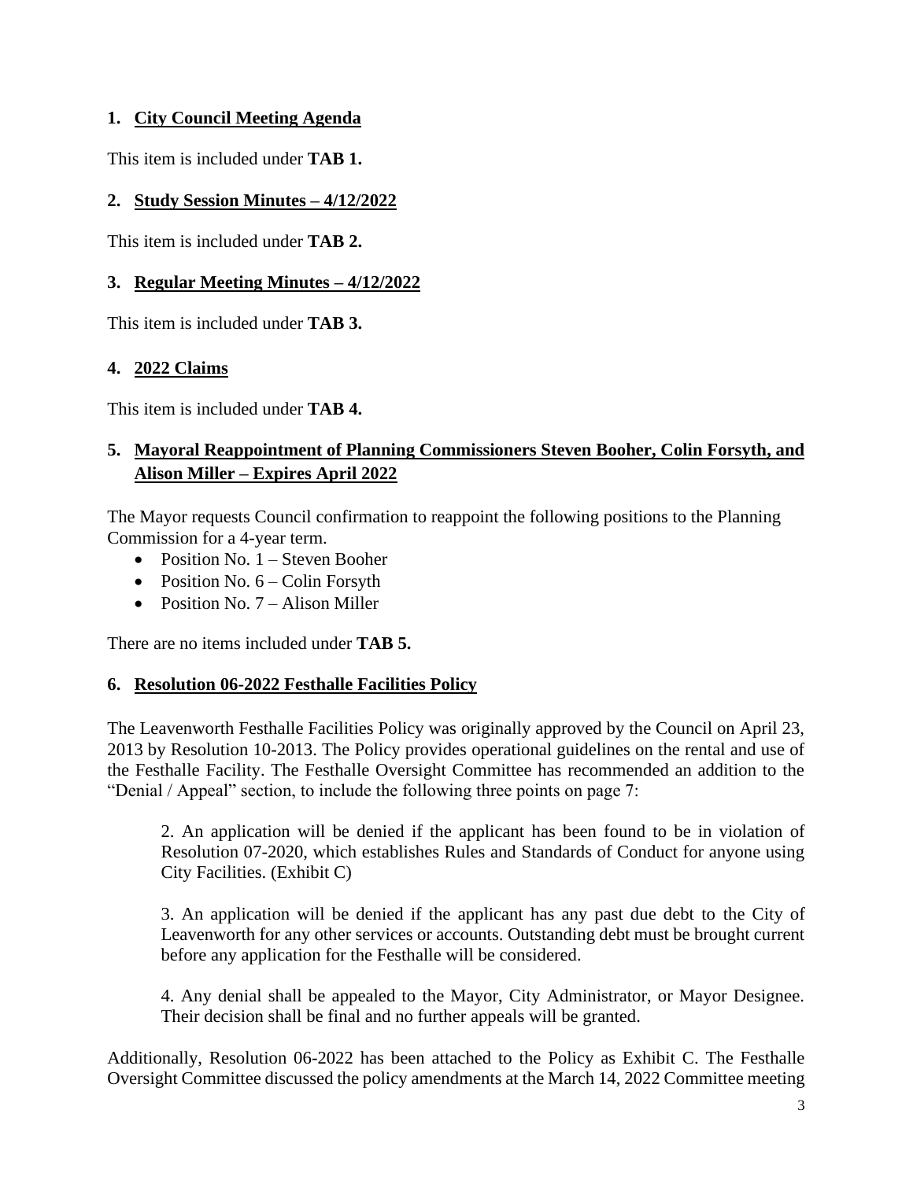**1. City Council Meeting Agenda**

This item is included under **TAB 1.**

**2. Study Session Minutes – 4/12/2022**

This item is included under **TAB 2.**

**3. Regular Meeting Minutes – 4/12/2022**

This item is included under **TAB 3.**

**4. 2022 Claims**

This item is included under **TAB 4.**

**5. Mayoral Reappointment of Planning Commissioners Steven Booher, Colin Forsyth, and Alison Miller – Expires April 2022**

The Mayor requests Council confirmation to reappoint the following positions to the Planning Commission for a 4-year term.

- Position No. 1 – Steven Booher
- Position No. 6 – Colin Forsyth
- Position No. 7 – Alison Miller

There are no items included under **TAB 5.**

**6. Resolution 06-2022 Festhalle Facilities Policy**

The Leavenworth Festhalle Facilities Policy was originally approved by the Council on April 23, 2013 by Resolution 10-2013. The Policy provides operational guidelines on the rental and use of the Festhalle Facility. The Festhalle Oversight Committee has recommended an addition to the "Denial / Appeal" section, to include the following three points on page 7:

> 2. An application will be denied if the applicant has been found to be in violation of Resolution 07-2020, which establishes Rules and Standards of Conduct for anyone using City Facilities. (Exhibit C)
>
> 3. An application will be denied if the applicant has any past due debt to the City of Leavenworth for any other services or accounts. Outstanding debt must be brought current before any application for the Festhalle will be considered.
>
> 4. Any denial shall be appealed to the Mayor, City Administrator, or Mayor Designee. Their decision shall be final and no further appeals will be granted.

Additionally, Resolution 06-2022 has been attached to the Policy as Exhibit C. The Festhalle Oversight Committee discussed the policy amendments at the March 14, 2022 Committee meeting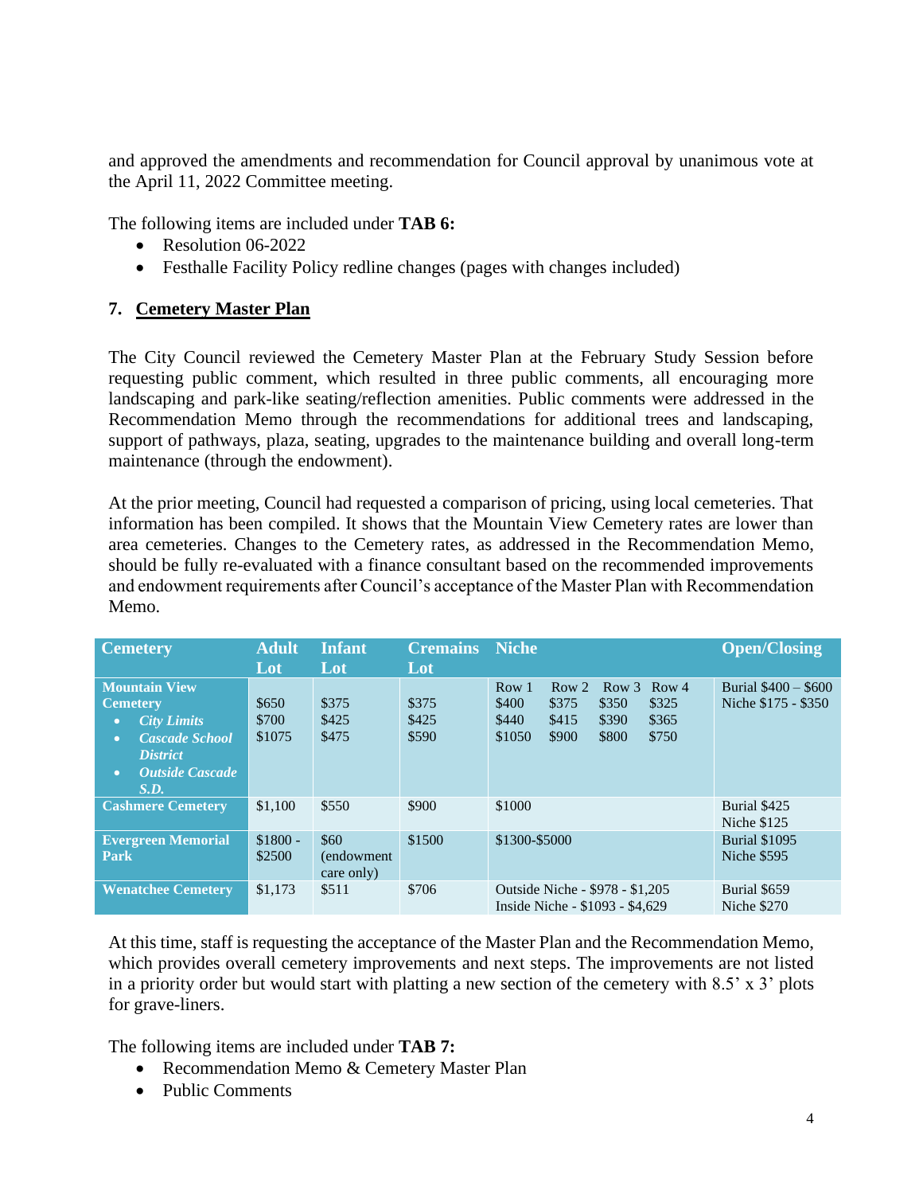and approved the amendments and recommendation for Council approval by unanimous vote at the April 11, 2022 Committee meeting.

The following items are included under **TAB 6:**

- Resolution 06-2022
- Festhalle Facility Policy redline changes (pages with changes included)

## 7. Cemetery Master Plan

The City Council reviewed the Cemetery Master Plan at the February Study Session before requesting public comment, which resulted in three public comments, all encouraging more landscaping and park-like seating/reflection amenities. Public comments were addressed in the Recommendation Memo through the recommendations for additional trees and landscaping, support of pathways, plaza, seating, upgrades to the maintenance building and overall long-term maintenance (through the endowment).

At the prior meeting, Council had requested a comparison of pricing, using local cemeteries. That information has been compiled. It shows that the Mountain View Cemetery rates are lower than area cemeteries. Changes to the Cemetery rates, as addressed in the Recommendation Memo, should be fully re-evaluated with a finance consultant based on the recommended improvements and endowment requirements after Council's acceptance of the Master Plan with Recommendation Memo.

| Cemetery | Adult Lot | Infant Lot | Cremains Lot | Niche | | | | Open/Closing |
|---|---|---|---|---|---|---|---|---|
| **Mountain View Cemetery** | | | | Row 1 | Row 2 | Row 3 | Row 4 | Burial $400 – $600<br>Niche $175 - $350 |
| • ***City Limits*** | $650 | $375 | $375 | $400 | $375 | $350 | $325 | |
| • ***Cascade School District*** | $700 | $425 | $425 | $440 | $415 | $390 | $365 | |
| • ***Outside Cascade S.D.*** | $1075 | $475 | $590 | $1050 | $900 | $800 | $750 | |
| **Cashmere Cemetery** | $1,100 | $550 | $900 | $1000 | | | | Burial $425<br>Niche $125 |
| **Evergreen Memorial Park** | $1800 - $2500 | $60 (endowment care only) | $1500 | $1300-$5000 | | | | Burial $1095<br>Niche $595 |
| **Wenatchee Cemetery** | $1,173 | $511 | $706 | Outside Niche - $978 - $1,205<br>Inside Niche - $1093 - $4,629 | | | | Burial $659<br>Niche $270 |

At this time, staff is requesting the acceptance of the Master Plan and the Recommendation Memo, which provides overall cemetery improvements and next steps. The improvements are not listed in a priority order but would start with platting a new section of the cemetery with 8.5' x 3' plots for grave-liners.

The following items are included under **TAB 7:**

- Recommendation Memo & Cemetery Master Plan
- Public Comments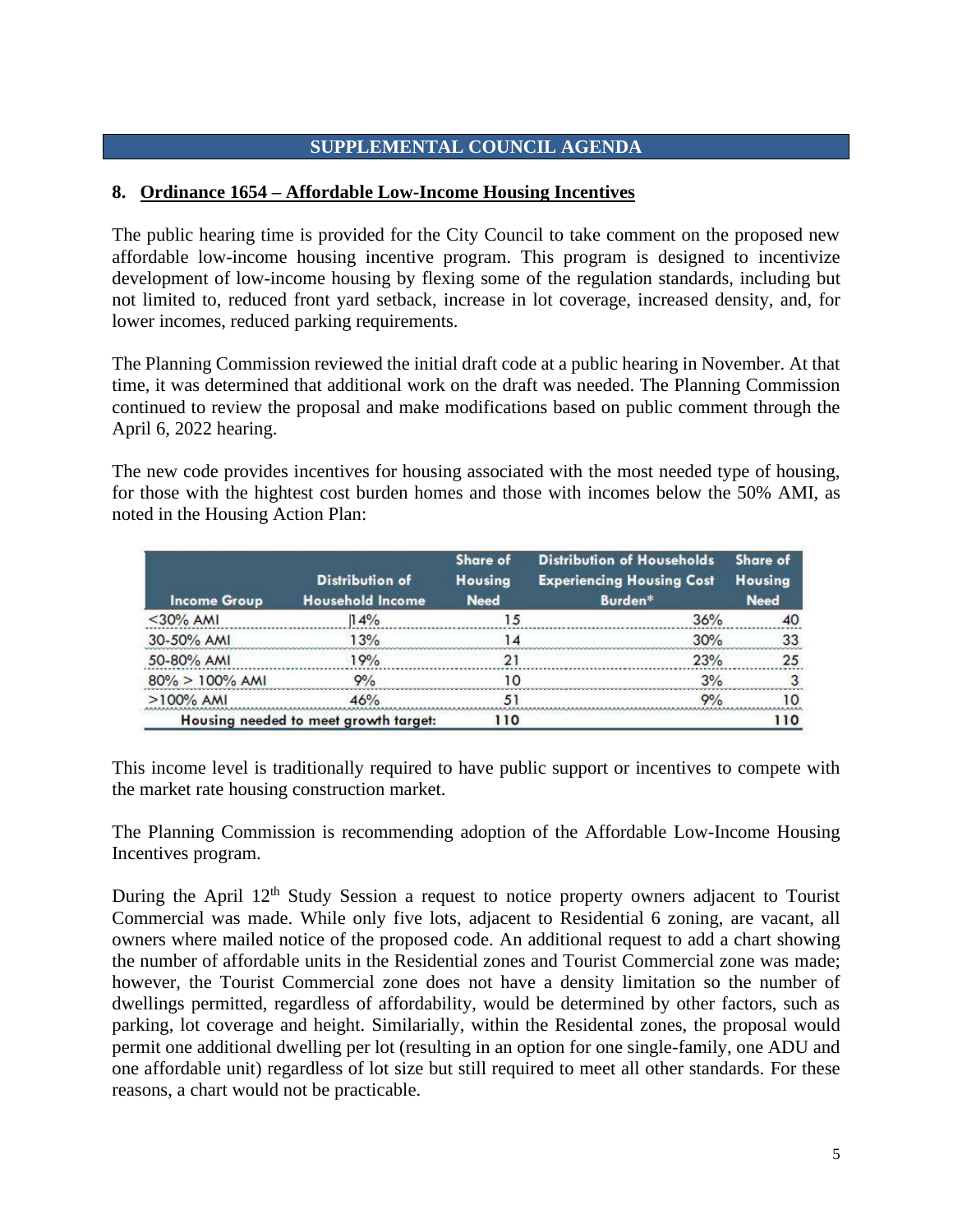## SUPPLEMENTAL COUNCIL AGENDA

### 8. Ordinance 1654 – Affordable Low-Income Housing Incentives

The public hearing time is provided for the City Council to take comment on the proposed new affordable low-income housing incentive program. This program is designed to incentivize development of low-income housing by flexing some of the regulation standards, including but not limited to, reduced front yard setback, increase in lot coverage, increased density, and, for lower incomes, reduced parking requirements.

The Planning Commission reviewed the initial draft code at a public hearing in November. At that time, it was determined that additional work on the draft was needed. The Planning Commission continued to review the proposal and make modifications based on public comment through the April 6, 2022 hearing.

The new code provides incentives for housing associated with the most needed type of housing, for those with the hightest cost burden homes and those with incomes below the 50% AMI, as noted in the Housing Action Plan:

| Income Group | Distribution of Household Income | Share of Housing Need | Distribution of Households Experiencing Housing Cost Burden* | Share of Housing Need |
|---|---|---|---|---|
| <30% AMI | 14% | 15 | 36% | 40 |
| 30-50% AMI | 13% | 14 | 30% | 33 |
| 50-80% AMI | 19% | 21 | 23% | 25 |
| 80% > 100% AMI | 9% | 10 | 3% | 3 |
| >100% AMI | 46% | 51 | 9% | 10 |
| Housing needed to meet growth target: | | 110 | | 110 |

This income level is traditionally required to have public support or incentives to compete with the market rate housing construction market.

The Planning Commission is recommending adoption of the Affordable Low-Income Housing Incentives program.

During the April 12th Study Session a request to notice property owners adjacent to Tourist Commercial was made. While only five lots, adjacent to Residential 6 zoning, are vacant, all owners where mailed notice of the proposed code. An additional request to add a chart showing the number of affordable units in the Residential zones and Tourist Commercial zone was made; however, the Tourist Commercial zone does not have a density limitation so the number of dwellings permitted, regardless of affordability, would be determined by other factors, such as parking, lot coverage and height. Similarially, within the Residental zones, the proposal would permit one additional dwelling per lot (resulting in an option for one single-family, one ADU and one affordable unit) regardless of lot size but still required to meet all other standards. For these reasons, a chart would not be practicable.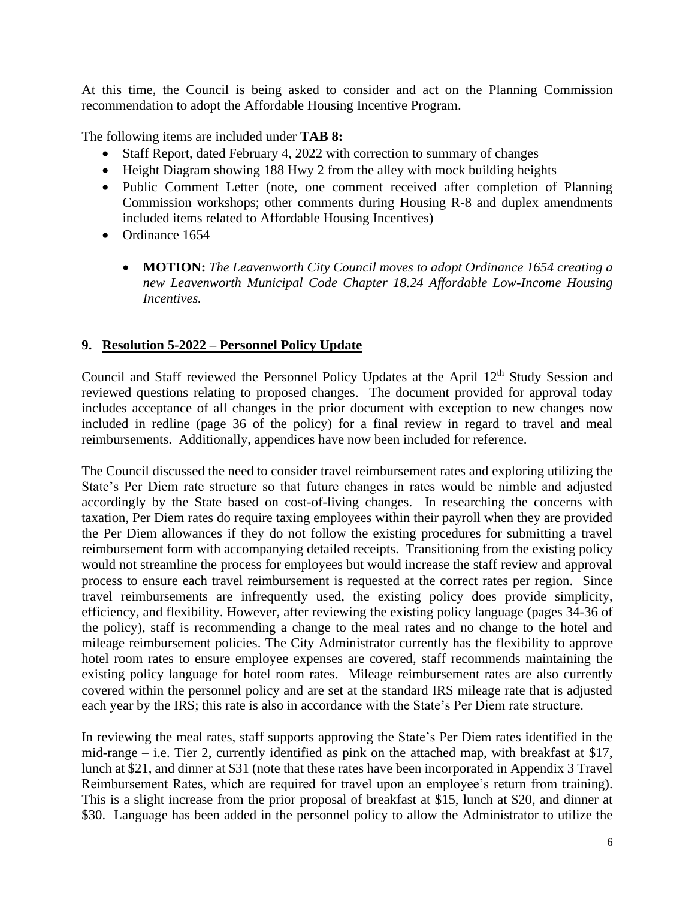At this time, the Council is being asked to consider and act on the Planning Commission recommendation to adopt the Affordable Housing Incentive Program.

The following items are included under **TAB 8:**

- Staff Report, dated February 4, 2022 with correction to summary of changes
- Height Diagram showing 188 Hwy 2 from the alley with mock building heights
- Public Comment Letter (note, one comment received after completion of Planning Commission workshops; other comments during Housing R-8 and duplex amendments included items related to Affordable Housing Incentives)
- Ordinance 1654
  - **MOTION:** *The Leavenworth City Council moves to adopt Ordinance 1654 creating a new Leavenworth Municipal Code Chapter 18.24 Affordable Low-Income Housing Incentives.*

## 9. Resolution 5-2022 – Personnel Policy Update

Council and Staff reviewed the Personnel Policy Updates at the April 12th Study Session and reviewed questions relating to proposed changes. The document provided for approval today includes acceptance of all changes in the prior document with exception to new changes now included in redline (page 36 of the policy) for a final review in regard to travel and meal reimbursements. Additionally, appendices have now been included for reference.

The Council discussed the need to consider travel reimbursement rates and exploring utilizing the State's Per Diem rate structure so that future changes in rates would be nimble and adjusted accordingly by the State based on cost-of-living changes. In researching the concerns with taxation, Per Diem rates do require taxing employees within their payroll when they are provided the Per Diem allowances if they do not follow the existing procedures for submitting a travel reimbursement form with accompanying detailed receipts. Transitioning from the existing policy would not streamline the process for employees but would increase the staff review and approval process to ensure each travel reimbursement is requested at the correct rates per region. Since travel reimbursements are infrequently used, the existing policy does provide simplicity, efficiency, and flexibility. However, after reviewing the existing policy language (pages 34-36 of the policy), staff is recommending a change to the meal rates and no change to the hotel and mileage reimbursement policies. The City Administrator currently has the flexibility to approve hotel room rates to ensure employee expenses are covered, staff recommends maintaining the existing policy language for hotel room rates. Mileage reimbursement rates are also currently covered within the personnel policy and are set at the standard IRS mileage rate that is adjusted each year by the IRS; this rate is also in accordance with the State's Per Diem rate structure.

In reviewing the meal rates, staff supports approving the State's Per Diem rates identified in the mid-range – i.e. Tier 2, currently identified as pink on the attached map, with breakfast at $17, lunch at $21, and dinner at $31 (note that these rates have been incorporated in Appendix 3 Travel Reimbursement Rates, which are required for travel upon an employee's return from training). This is a slight increase from the prior proposal of breakfast at $15, lunch at $20, and dinner at $30. Language has been added in the personnel policy to allow the Administrator to utilize the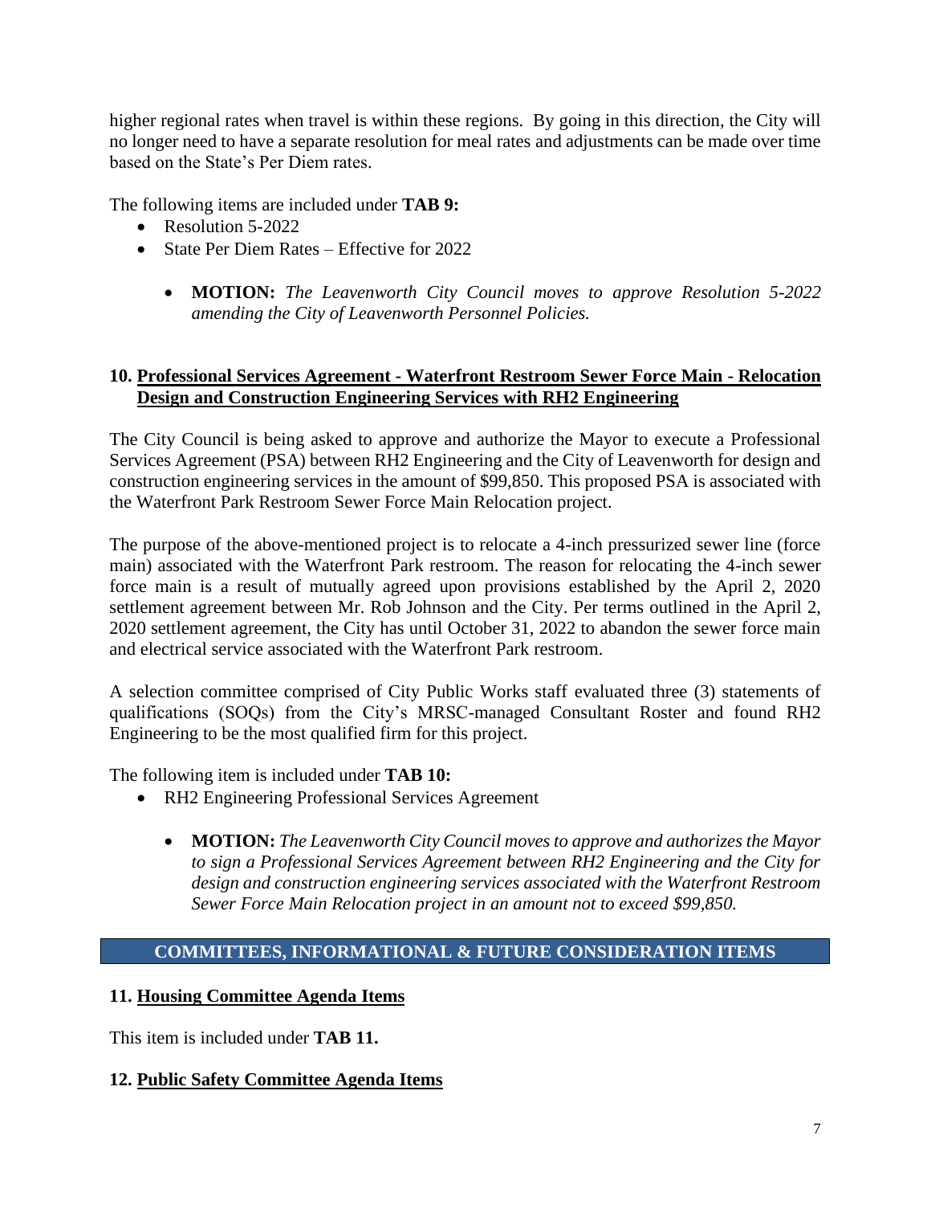higher regional rates when travel is within these regions. By going in this direction, the City will no longer need to have a separate resolution for meal rates and adjustments can be made over time based on the State's Per Diem rates.

The following items are included under **TAB 9:**

- Resolution 5-2022
- State Per Diem Rates – Effective for 2022

  - **MOTION:** *The Leavenworth City Council moves to approve Resolution 5-2022 amending the City of Leavenworth Personnel Policies.*

### 10. Professional Services Agreement - Waterfront Restroom Sewer Force Main - Relocation Design and Construction Engineering Services with RH2 Engineering

The City Council is being asked to approve and authorize the Mayor to execute a Professional Services Agreement (PSA) between RH2 Engineering and the City of Leavenworth for design and construction engineering services in the amount of $99,850. This proposed PSA is associated with the Waterfront Park Restroom Sewer Force Main Relocation project.

The purpose of the above-mentioned project is to relocate a 4-inch pressurized sewer line (force main) associated with the Waterfront Park restroom. The reason for relocating the 4-inch sewer force main is a result of mutually agreed upon provisions established by the April 2, 2020 settlement agreement between Mr. Rob Johnson and the City. Per terms outlined in the April 2, 2020 settlement agreement, the City has until October 31, 2022 to abandon the sewer force main and electrical service associated with the Waterfront Park restroom.

A selection committee comprised of City Public Works staff evaluated three (3) statements of qualifications (SOQs) from the City's MRSC-managed Consultant Roster and found RH2 Engineering to be the most qualified firm for this project.

The following item is included under **TAB 10:**

- RH2 Engineering Professional Services Agreement

  - **MOTION:** *The Leavenworth City Council moves to approve and authorizes the Mayor to sign a Professional Services Agreement between RH2 Engineering and the City for design and construction engineering services associated with the Waterfront Restroom Sewer Force Main Relocation project in an amount not to exceed $99,850.*

## COMMITTEES, INFORMATIONAL & FUTURE CONSIDERATION ITEMS

### 11. Housing Committee Agenda Items

This item is included under **TAB 11.**

### 12. Public Safety Committee Agenda Items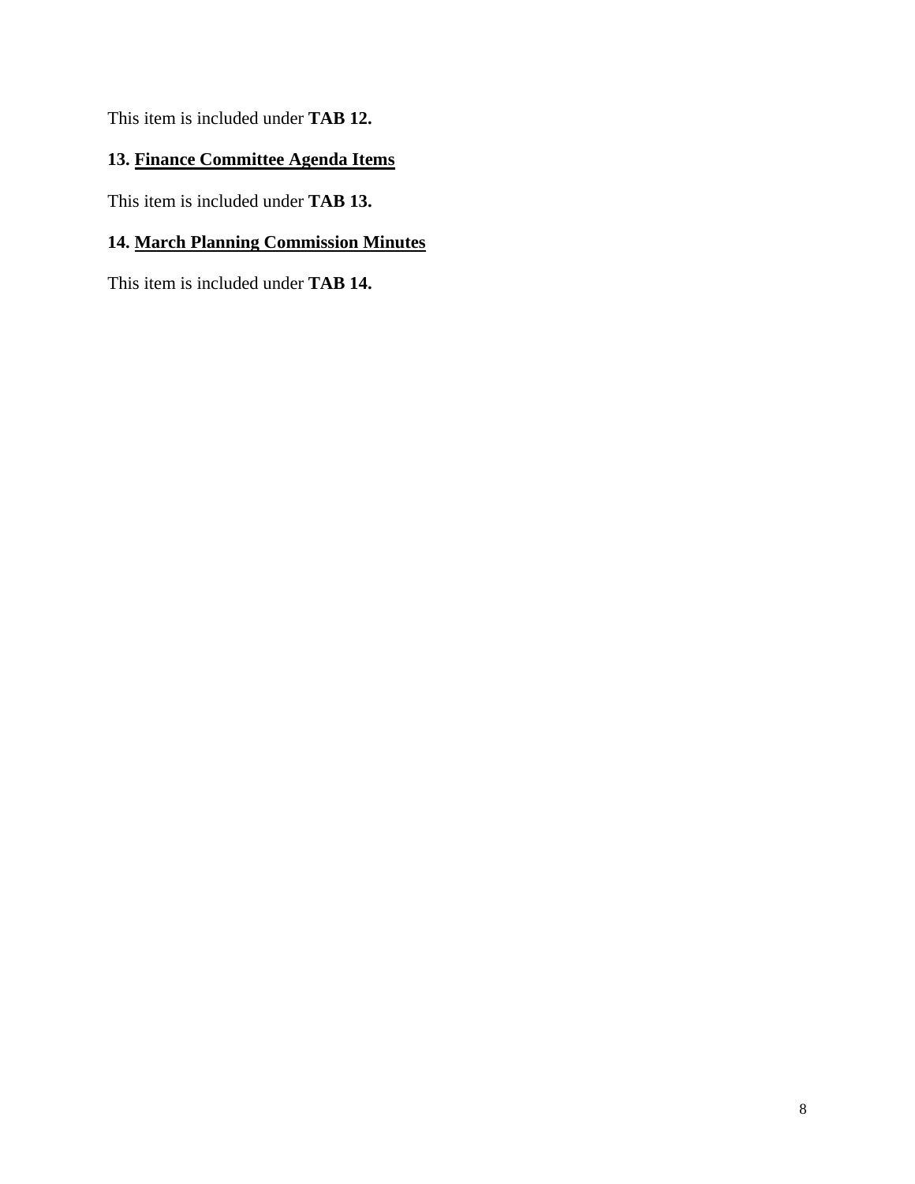This item is included under **TAB 12.**

**13. Finance Committee Agenda Items**

This item is included under **TAB 13.**

**14. March Planning Commission Minutes**

This item is included under **TAB 14.**